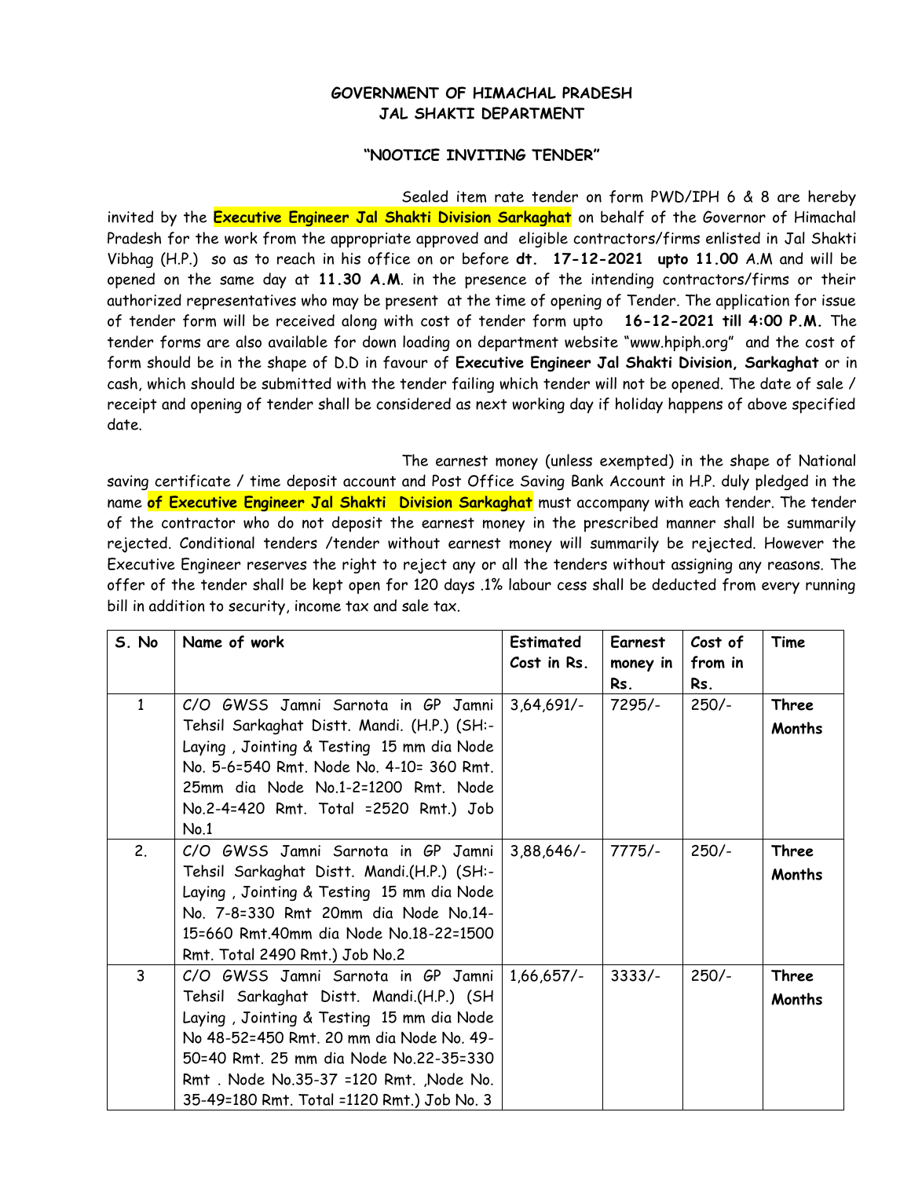**GOVERNMENT OF HIMACHAL PRADESH**
**JAL SHAKTI DEPARTMENT**

**"NOOTICE INVITING TENDER"**

Sealed item rate tender on form PWD/IPH 6 & 8 are hereby invited by the **Executive Engineer Jal Shakti Division Sarkaghat** on behalf of the Governor of Himachal Pradesh for the work from the appropriate approved and eligible contractors/firms enlisted in Jal Shakti Vibhag (H.P.) so as to reach in his office on or before **dt. 17-12-2021 upto 11.00** A.M and will be opened on the same day at **11.30 A.M**. in the presence of the intending contractors/firms or their authorized representatives who may be present at the time of opening of Tender. The application for issue of tender form will be received along with cost of tender form upto **16-12-2021 till 4:00 P.M.** The tender forms are also available for down loading on department website "www.hpiph.org" and the cost of form should be in the shape of D.D in favour of **Executive Engineer Jal Shakti Division, Sarkaghat** or in cash, which should be submitted with the tender failing which tender will not be opened. The date of sale / receipt and opening of tender shall be considered as next working day if holiday happens of above specified date.

The earnest money (unless exempted) in the shape of National saving certificate / time deposit account and Post Office Saving Bank Account in H.P. duly pledged in the name **of Executive Engineer Jal Shakti Division Sarkaghat** must accompany with each tender. The tender of the contractor who do not deposit the earnest money in the prescribed manner shall be summarily rejected. Conditional tenders /tender without earnest money will summarily be rejected. However the Executive Engineer reserves the right to reject any or all the tenders without assigning any reasons. The offer of the tender shall be kept open for 120 days .1% labour cess shall be deducted from every running bill in addition to security, income tax and sale tax.

| S. No | Name of work | Estimated Cost in Rs. | Earnest money in Rs. | Cost of from in Rs. | Time |
|---|---|---|---|---|---|
| 1 | C/O GWSS Jamni Sarnota in GP Jamni Tehsil Sarkaghat Distt. Mandi. (H.P.) (SH:- Laying , Jointing & Testing 15 mm dia Node No. 5-6=540 Rmt. Node No. 4-10= 360 Rmt. 25mm dia Node No.1-2=1200 Rmt. Node No.2-4=420 Rmt. Total =2520 Rmt.) Job No.1 | 3,64,691/- | 7295/- | 250/- | **Three Months** |
| 2. | C/O GWSS Jamni Sarnota in GP Jamni Tehsil Sarkaghat Distt. Mandi.(H.P.) (SH:- Laying , Jointing & Testing 15 mm dia Node No. 7-8=330 Rmt 20mm dia Node No.14-15=660 Rmt.40mm dia Node No.18-22=1500 Rmt. Total 2490 Rmt.) Job No.2 | 3,88,646/- | 7775/- | 250/- | **Three Months** |
| 3 | C/O GWSS Jamni Sarnota in GP Jamni Tehsil Sarkaghat Distt. Mandi.(H.P.) (SH Laying , Jointing & Testing 15 mm dia Node No 48-52=450 Rmt. 20 mm dia Node No. 49-50=40 Rmt. 25 mm dia Node No.22-35=330 Rmt . Node No.35-37 =120 Rmt. ,Node No. 35-49=180 Rmt. Total =1120 Rmt.) Job No. 3 | 1,66,657/- | 3333/- | 250/- | **Three Months** |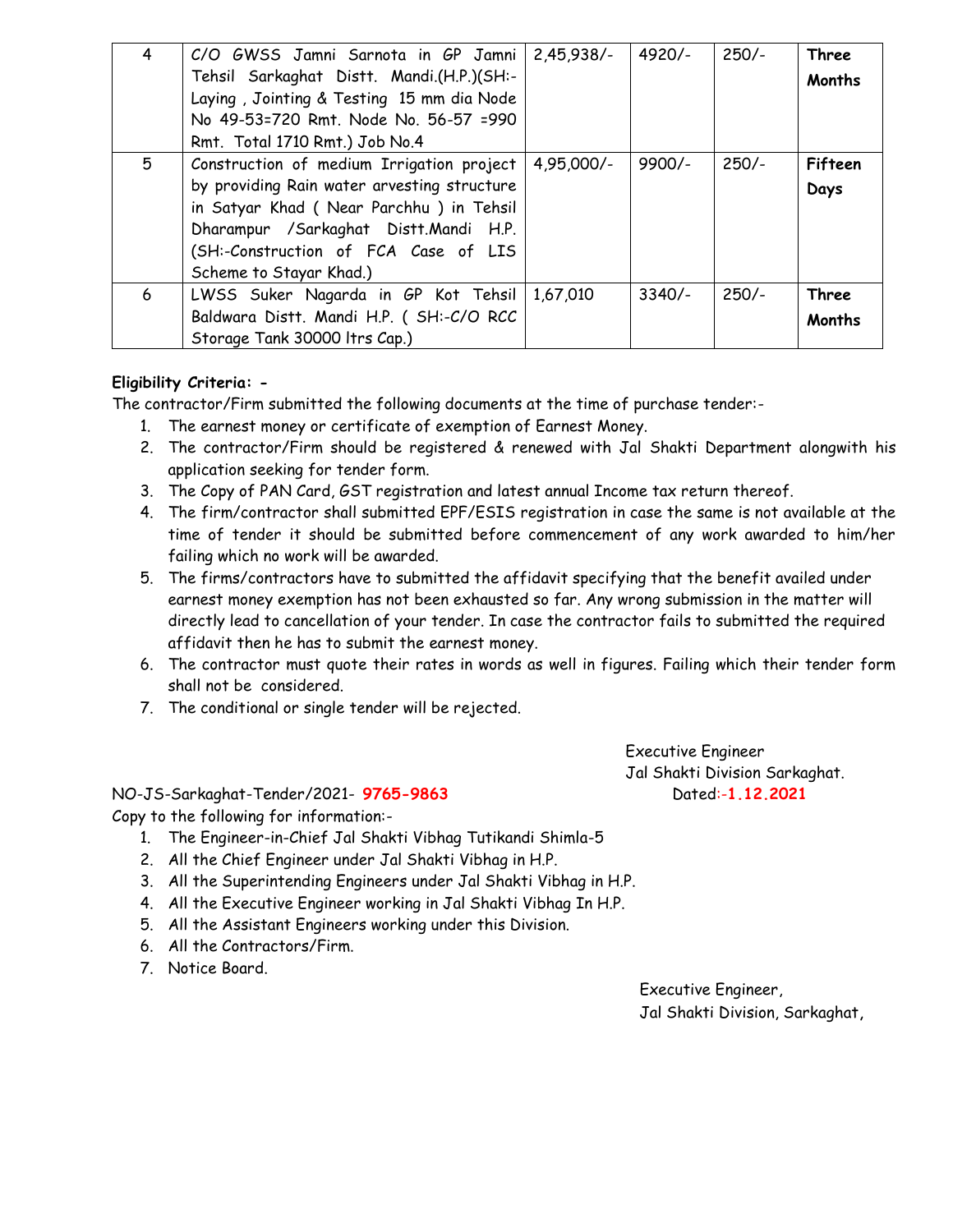| | | | | | |
|---|---|---|---|---|---|
| 4 | C/O GWSS Jamni Sarnota in GP Jamni Tehsil Sarkaghat Distt. Mandi.(H.P.)(SH:- Laying , Jointing & Testing 15 mm dia Node No 49-53=720 Rmt. Node No. 56-57 =990 Rmt. Total 1710 Rmt.) Job No.4 | 2,45,938/- | 4920/- | 250/- | **Three Months** |
| 5 | Construction of medium Irrigation project by providing Rain water arvesting structure in Satyar Khad ( Near Parchhu ) in Tehsil Dharampur /Sarkaghat Distt.Mandi H.P. (SH:-Construction of FCA Case of LIS Scheme to Stayar Khad.) | 4,95,000/- | 9900/- | 250/- | **Fifteen Days** |
| 6 | LWSS Suker Nagarda in GP Kot Tehsil Baldwara Distt. Mandi H.P. ( SH:-C/O RCC Storage Tank 30000 ltrs Cap.) | 1,67,010 | 3340/- | 250/- | **Three Months** |

**Eligibility Criteria: -**

The contractor/Firm submitted the following documents at the time of purchase tender:-

1. The earnest money or certificate of exemption of Earnest Money.
2. The contractor/Firm should be registered & renewed with Jal Shakti Department alongwith his application seeking for tender form.
3. The Copy of PAN Card, GST registration and latest annual Income tax return thereof.
4. The firm/contractor shall submitted EPF/ESIS registration in case the same is not available at the time of tender it should be submitted before commencement of any work awarded to him/her failing which no work will be awarded.
5. The firms/contractors have to submitted the affidavit specifying that the benefit availed under earnest money exemption has not been exhausted so far. Any wrong submission in the matter will directly lead to cancellation of your tender. In case the contractor fails to submitted the required affidavit then he has to submit the earnest money.
6. The contractor must quote their rates in words as well in figures. Failing which their tender form shall not be considered.
7. The conditional or single tender will be rejected.

Executive Engineer
Jal Shakti Division Sarkaghat.

NO-JS-Sarkaghat-Tender/2021- **9765-9863** Dated:**-1.12.2021**

Copy to the following for information:-

1. The Engineer-in-Chief Jal Shakti Vibhag Tutikandi Shimla-5
2. All the Chief Engineer under Jal Shakti Vibhag in H.P.
3. All the Superintending Engineers under Jal Shakti Vibhag in H.P.
4. All the Executive Engineer working in Jal Shakti Vibhag In H.P.
5. All the Assistant Engineers working under this Division.
6. All the Contractors/Firm.
7. Notice Board.

Executive Engineer,
Jal Shakti Division, Sarkaghat,